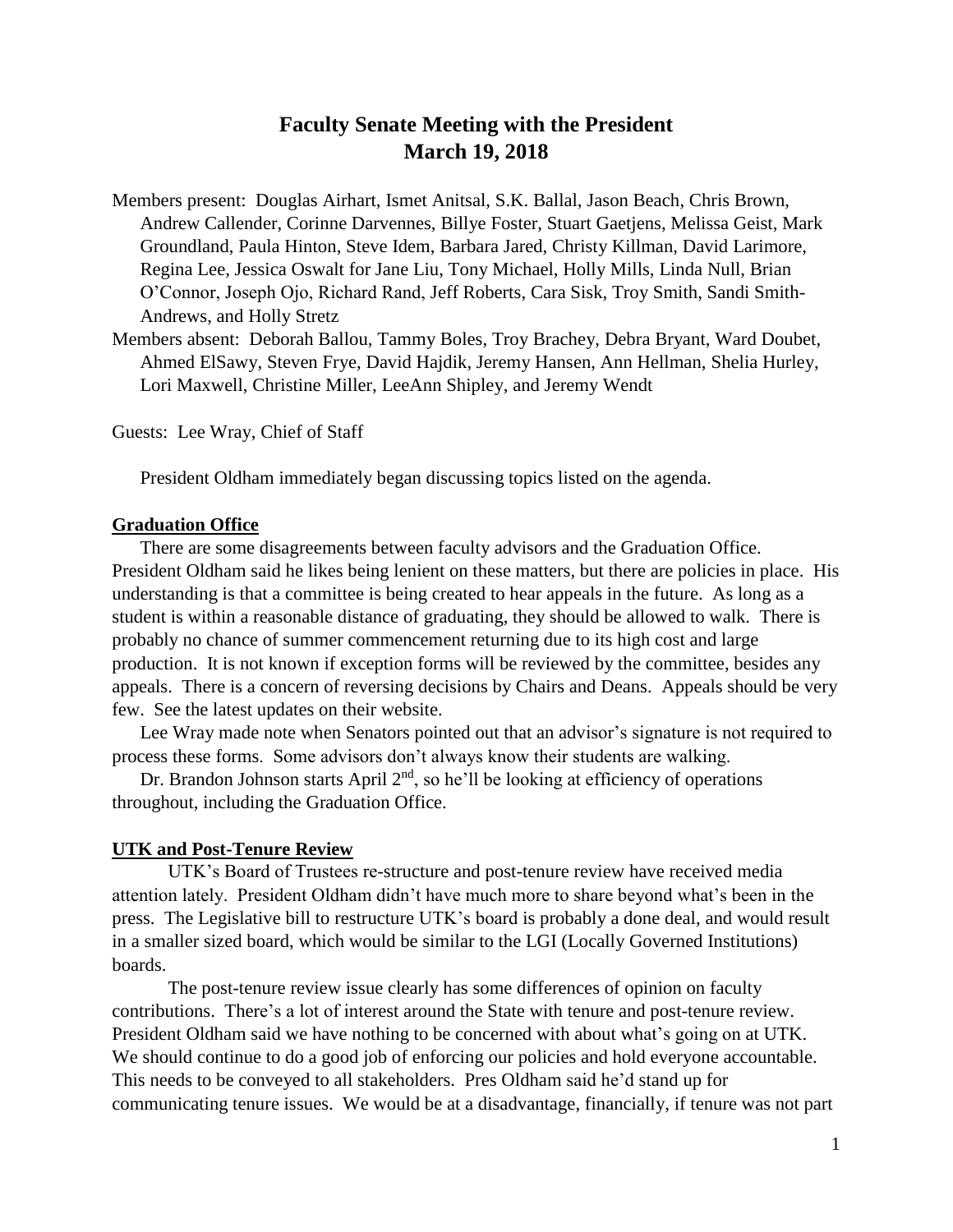# Faculty Senate Meeting with the President
## March 19, 2018

Members present: Douglas Airhart, Ismet Anitsal, S.K. Ballal, Jason Beach, Chris Brown, Andrew Callender, Corinne Darvennes, Billye Foster, Stuart Gaetjens, Melissa Geist, Mark Groundland, Paula Hinton, Steve Idem, Barbara Jared, Christy Killman, David Larimore, Regina Lee, Jessica Oswalt for Jane Liu, Tony Michael, Holly Mills, Linda Null, Brian O'Connor, Joseph Ojo, Richard Rand, Jeff Roberts, Cara Sisk, Troy Smith, Sandi Smith-Andrews, and Holly Stretz

Members absent: Deborah Ballou, Tammy Boles, Troy Brachey, Debra Bryant, Ward Doubet, Ahmed ElSawy, Steven Frye, David Hajdik, Jeremy Hansen, Ann Hellman, Shelia Hurley, Lori Maxwell, Christine Miller, LeeAnn Shipley, and Jeremy Wendt

Guests: Lee Wray, Chief of Staff

President Oldham immediately began discussing topics listed on the agenda.

**Graduation Office**

There are some disagreements between faculty advisors and the Graduation Office. President Oldham said he likes being lenient on these matters, but there are policies in place. His understanding is that a committee is being created to hear appeals in the future. As long as a student is within a reasonable distance of graduating, they should be allowed to walk. There is probably no chance of summer commencement returning due to its high cost and large production. It is not known if exception forms will be reviewed by the committee, besides any appeals. There is a concern of reversing decisions by Chairs and Deans. Appeals should be very few. See the latest updates on their website.

Lee Wray made note when Senators pointed out that an advisor's signature is not required to process these forms. Some advisors don't always know their students are walking.

Dr. Brandon Johnson starts April 2nd, so he'll be looking at efficiency of operations throughout, including the Graduation Office.

**UTK and Post-Tenure Review**

UTK's Board of Trustees re-structure and post-tenure review have received media attention lately. President Oldham didn't have much more to share beyond what's been in the press. The Legislative bill to restructure UTK's board is probably a done deal, and would result in a smaller sized board, which would be similar to the LGI (Locally Governed Institutions) boards.

The post-tenure review issue clearly has some differences of opinion on faculty contributions. There's a lot of interest around the State with tenure and post-tenure review. President Oldham said we have nothing to be concerned with about what's going on at UTK. We should continue to do a good job of enforcing our policies and hold everyone accountable. This needs to be conveyed to all stakeholders. Pres Oldham said he'd stand up for communicating tenure issues. We would be at a disadvantage, financially, if tenure was not part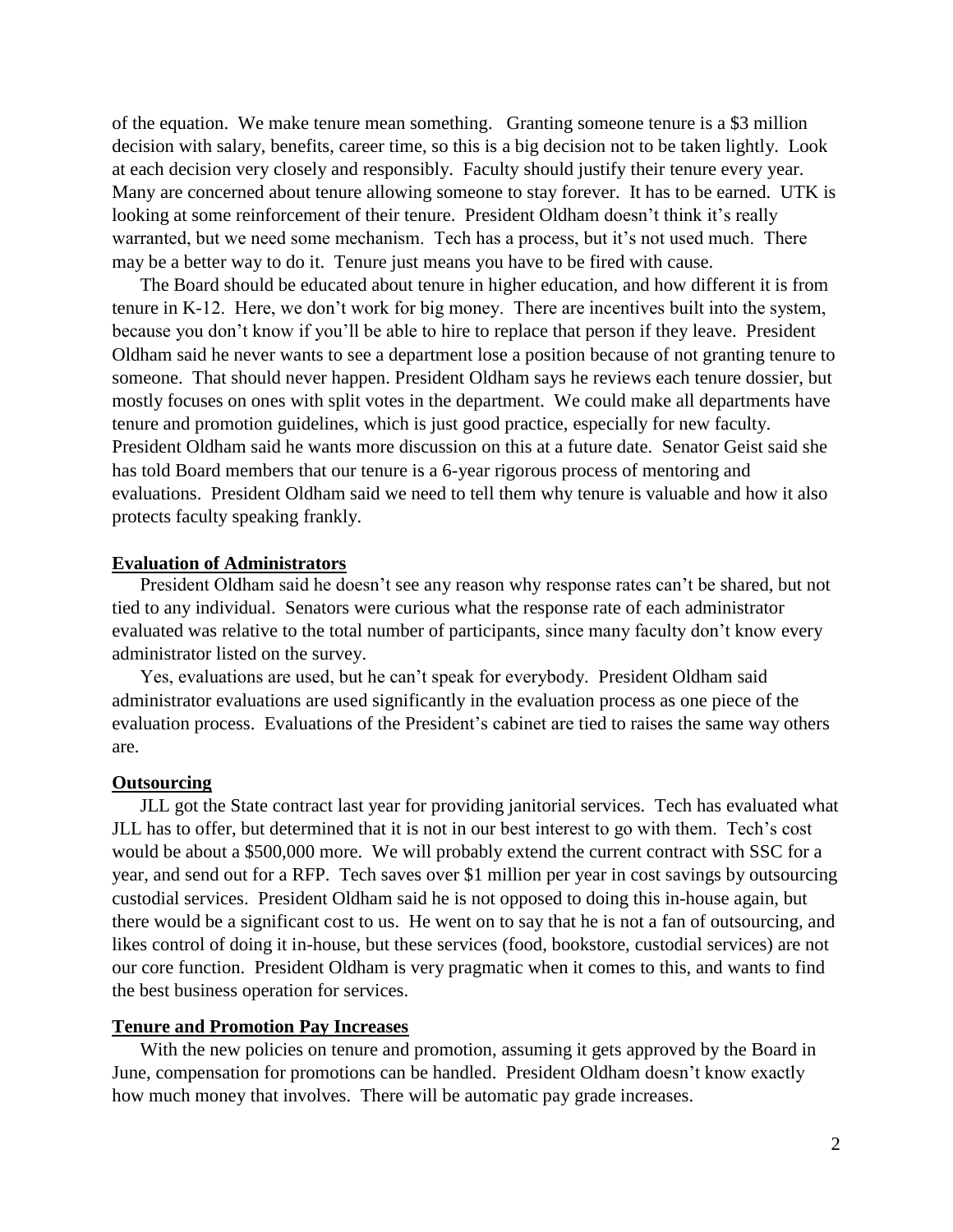of the equation. We make tenure mean something. Granting someone tenure is a $3 million decision with salary, benefits, career time, so this is a big decision not to be taken lightly. Look at each decision very closely and responsibly. Faculty should justify their tenure every year. Many are concerned about tenure allowing someone to stay forever. It has to be earned. UTK is looking at some reinforcement of their tenure. President Oldham doesn't think it's really warranted, but we need some mechanism. Tech has a process, but it's not used much. There may be a better way to do it. Tenure just means you have to be fired with cause.

The Board should be educated about tenure in higher education, and how different it is from tenure in K-12. Here, we don't work for big money. There are incentives built into the system, because you don't know if you'll be able to hire to replace that person if they leave. President Oldham said he never wants to see a department lose a position because of not granting tenure to someone. That should never happen. President Oldham says he reviews each tenure dossier, but mostly focuses on ones with split votes in the department. We could make all departments have tenure and promotion guidelines, which is just good practice, especially for new faculty. President Oldham said he wants more discussion on this at a future date. Senator Geist said she has told Board members that our tenure is a 6-year rigorous process of mentoring and evaluations. President Oldham said we need to tell them why tenure is valuable and how it also protects faculty speaking frankly.

**Evaluation of Administrators**

President Oldham said he doesn't see any reason why response rates can't be shared, but not tied to any individual. Senators were curious what the response rate of each administrator evaluated was relative to the total number of participants, since many faculty don't know every administrator listed on the survey.

Yes, evaluations are used, but he can't speak for everybody. President Oldham said administrator evaluations are used significantly in the evaluation process as one piece of the evaluation process. Evaluations of the President's cabinet are tied to raises the same way others are.

**Outsourcing**

JLL got the State contract last year for providing janitorial services. Tech has evaluated what JLL has to offer, but determined that it is not in our best interest to go with them. Tech's cost would be about a $500,000 more. We will probably extend the current contract with SSC for a year, and send out for a RFP. Tech saves over $1 million per year in cost savings by outsourcing custodial services. President Oldham said he is not opposed to doing this in-house again, but there would be a significant cost to us. He went on to say that he is not a fan of outsourcing, and likes control of doing it in-house, but these services (food, bookstore, custodial services) are not our core function. President Oldham is very pragmatic when it comes to this, and wants to find the best business operation for services.

**Tenure and Promotion Pay Increases**

With the new policies on tenure and promotion, assuming it gets approved by the Board in June, compensation for promotions can be handled. President Oldham doesn't know exactly how much money that involves. There will be automatic pay grade increases.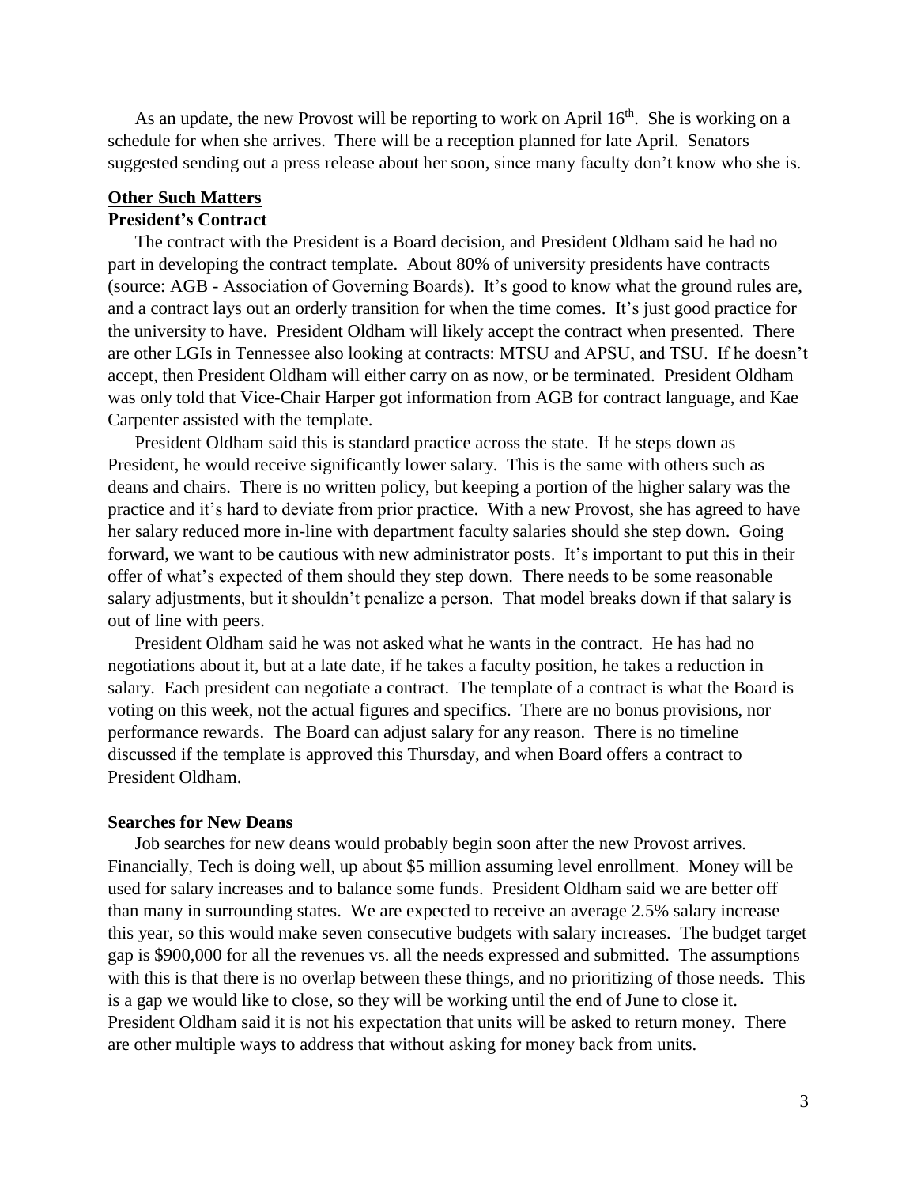As an update, the new Provost will be reporting to work on April 16th. She is working on a schedule for when she arrives. There will be a reception planned for late April. Senators suggested sending out a press release about her soon, since many faculty don't know who she is.

## Other Such Matters

### President's Contract

The contract with the President is a Board decision, and President Oldham said he had no part in developing the contract template. About 80% of university presidents have contracts (source: AGB - Association of Governing Boards). It's good to know what the ground rules are, and a contract lays out an orderly transition for when the time comes. It's just good practice for the university to have. President Oldham will likely accept the contract when presented. There are other LGIs in Tennessee also looking at contracts: MTSU and APSU, and TSU. If he doesn't accept, then President Oldham will either carry on as now, or be terminated. President Oldham was only told that Vice-Chair Harper got information from AGB for contract language, and Kae Carpenter assisted with the template.

President Oldham said this is standard practice across the state. If he steps down as President, he would receive significantly lower salary. This is the same with others such as deans and chairs. There is no written policy, but keeping a portion of the higher salary was the practice and it's hard to deviate from prior practice. With a new Provost, she has agreed to have her salary reduced more in-line with department faculty salaries should she step down. Going forward, we want to be cautious with new administrator posts. It's important to put this in their offer of what's expected of them should they step down. There needs to be some reasonable salary adjustments, but it shouldn't penalize a person. That model breaks down if that salary is out of line with peers.

President Oldham said he was not asked what he wants in the contract. He has had no negotiations about it, but at a late date, if he takes a faculty position, he takes a reduction in salary. Each president can negotiate a contract. The template of a contract is what the Board is voting on this week, not the actual figures and specifics. There are no bonus provisions, nor performance rewards. The Board can adjust salary for any reason. There is no timeline discussed if the template is approved this Thursday, and when Board offers a contract to President Oldham.

### Searches for New Deans

Job searches for new deans would probably begin soon after the new Provost arrives. Financially, Tech is doing well, up about $5 million assuming level enrollment. Money will be used for salary increases and to balance some funds. President Oldham said we are better off than many in surrounding states. We are expected to receive an average 2.5% salary increase this year, so this would make seven consecutive budgets with salary increases. The budget target gap is $900,000 for all the revenues vs. all the needs expressed and submitted. The assumptions with this is that there is no overlap between these things, and no prioritizing of those needs. This is a gap we would like to close, so they will be working until the end of June to close it. President Oldham said it is not his expectation that units will be asked to return money. There are other multiple ways to address that without asking for money back from units.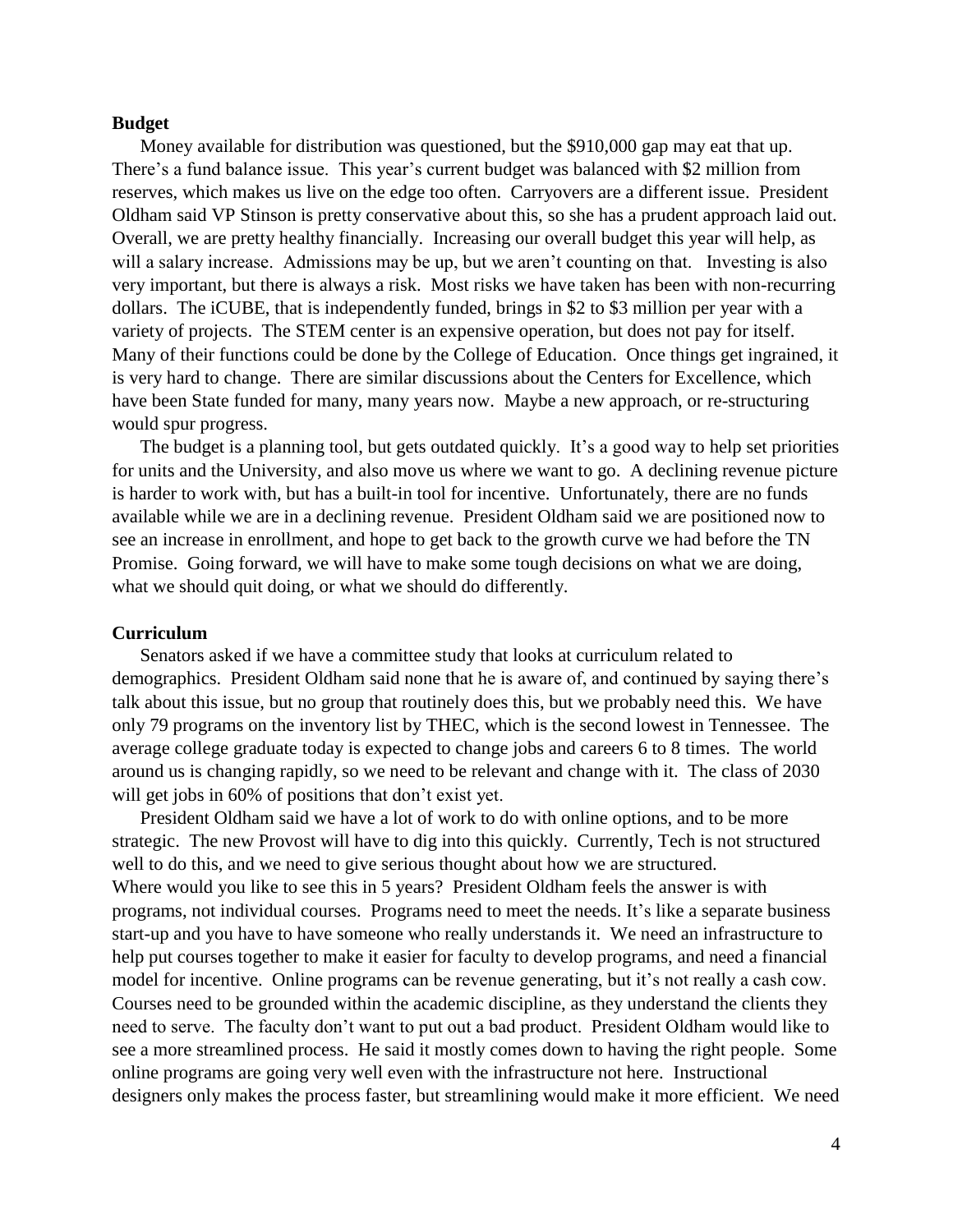**Budget**

Money available for distribution was questioned, but the $910,000 gap may eat that up. There's a fund balance issue. This year's current budget was balanced with $2 million from reserves, which makes us live on the edge too often. Carryovers are a different issue. President Oldham said VP Stinson is pretty conservative about this, so she has a prudent approach laid out. Overall, we are pretty healthy financially. Increasing our overall budget this year will help, as will a salary increase. Admissions may be up, but we aren't counting on that. Investing is also very important, but there is always a risk. Most risks we have taken has been with non-recurring dollars. The iCUBE, that is independently funded, brings in $2 to $3 million per year with a variety of projects. The STEM center is an expensive operation, but does not pay for itself. Many of their functions could be done by the College of Education. Once things get ingrained, it is very hard to change. There are similar discussions about the Centers for Excellence, which have been State funded for many, many years now. Maybe a new approach, or re-structuring would spur progress.

The budget is a planning tool, but gets outdated quickly. It's a good way to help set priorities for units and the University, and also move us where we want to go. A declining revenue picture is harder to work with, but has a built-in tool for incentive. Unfortunately, there are no funds available while we are in a declining revenue. President Oldham said we are positioned now to see an increase in enrollment, and hope to get back to the growth curve we had before the TN Promise. Going forward, we will have to make some tough decisions on what we are doing, what we should quit doing, or what we should do differently.

**Curriculum**

Senators asked if we have a committee study that looks at curriculum related to demographics. President Oldham said none that he is aware of, and continued by saying there's talk about this issue, but no group that routinely does this, but we probably need this. We have only 79 programs on the inventory list by THEC, which is the second lowest in Tennessee. The average college graduate today is expected to change jobs and careers 6 to 8 times. The world around us is changing rapidly, so we need to be relevant and change with it. The class of 2030 will get jobs in 60% of positions that don't exist yet.

President Oldham said we have a lot of work to do with online options, and to be more strategic. The new Provost will have to dig into this quickly. Currently, Tech is not structured well to do this, and we need to give serious thought about how we are structured. Where would you like to see this in 5 years? President Oldham feels the answer is with programs, not individual courses. Programs need to meet the needs. It's like a separate business start-up and you have to have someone who really understands it. We need an infrastructure to help put courses together to make it easier for faculty to develop programs, and need a financial model for incentive. Online programs can be revenue generating, but it's not really a cash cow. Courses need to be grounded within the academic discipline, as they understand the clients they need to serve. The faculty don't want to put out a bad product. President Oldham would like to see a more streamlined process. He said it mostly comes down to having the right people. Some online programs are going very well even with the infrastructure not here. Instructional designers only makes the process faster, but streamlining would make it more efficient. We need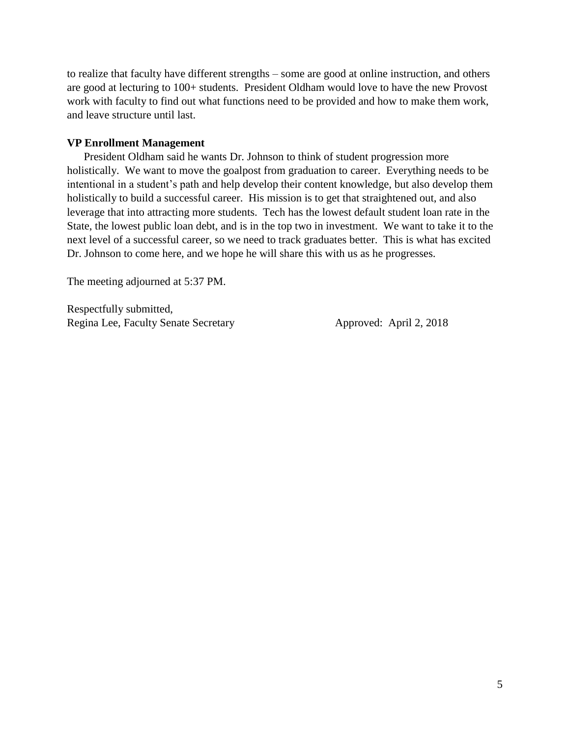to realize that faculty have different strengths – some are good at online instruction, and others are good at lecturing to 100+ students. President Oldham would love to have the new Provost work with faculty to find out what functions need to be provided and how to make them work, and leave structure until last.

**VP Enrollment Management**

President Oldham said he wants Dr. Johnson to think of student progression more holistically. We want to move the goalpost from graduation to career. Everything needs to be intentional in a student's path and help develop their content knowledge, but also develop them holistically to build a successful career. His mission is to get that straightened out, and also leverage that into attracting more students. Tech has the lowest default student loan rate in the State, the lowest public loan debt, and is in the top two in investment. We want to take it to the next level of a successful career, so we need to track graduates better. This is what has excited Dr. Johnson to come here, and we hope he will share this with us as he progresses.

The meeting adjourned at 5:37 PM.

Respectfully submitted,
Regina Lee, Faculty Senate Secretary    Approved: April 2, 2018